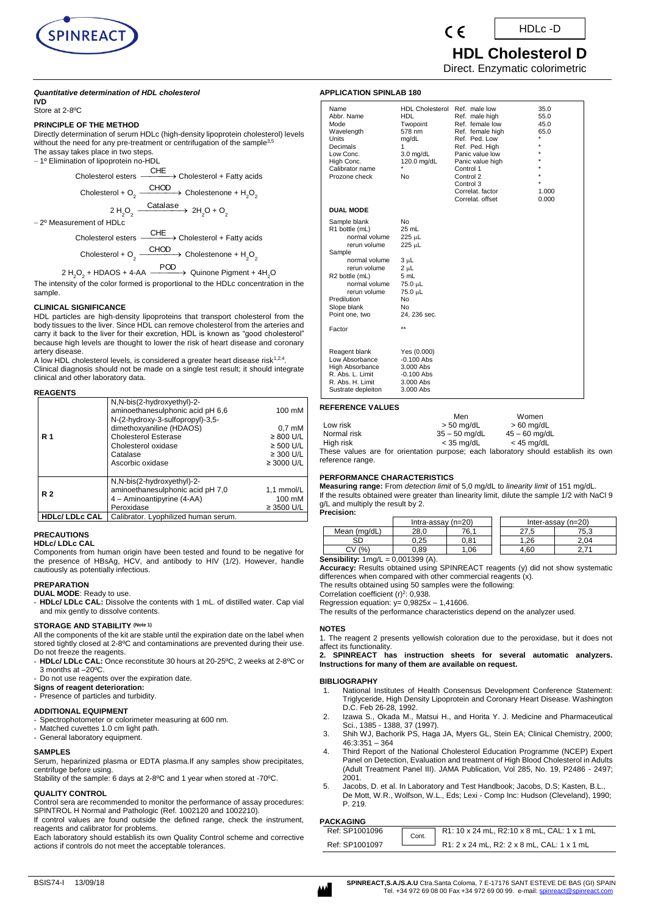HDLc -D

# HDL Cholesterol D

Direct. Enzymatic colorimetric

***Quantitative determination of HDL cholesterol***

**IVD**

Store at 2-8ºC

## PRINCIPLE OF THE METHOD

Directly determination of serum HDLc (high-density lipoprotein cholesterol) levels without the need for any pre-treatment or centrifugation of the sample[3,5]

The assay takes place in two steps.

– 1º Elimination of lipoprotein no-HDL

$$\text{Cholesterol esters} \xrightarrow{\text{CHE}} \text{Cholesterol + Fatty acids}$$

$$\text{Cholesterol} + O_2 \xrightarrow{\text{CHOD}} \text{Cholestenone} + H_2O_2$$

$$2\,H_2O_2 \xrightarrow{\text{Catalase}} 2H_2O + O_2$$

– 2º Measurement of HDLc

$$\text{Cholesterol esters} \xrightarrow{\text{CHE}} \text{Cholesterol + Fatty acids}$$

$$\text{Cholesterol} + O_2 \xrightarrow{\text{CHOD}} \text{Cholestenone} + H_2O_2$$

$$2\,H_2O_2 + \text{HDAOS} + \text{4-AA} \xrightarrow{\text{POD}} \text{Quinone Pigment} + 4H_2O$$

The intensity of the color formed is proportional to the HDLc concentration in the sample.

## CLINICAL SIGNIFICANCE

HDL particles are high-density lipoproteins that transport cholesterol from the body tissues to the liver. Since HDL can remove cholesterol from the arteries and carry it back to the liver for their excretion, HDL is known as "good cholesterol" because high levels are thought to lower the risk of heart disease and coronary artery disease.

A low HDL cholesterol levels, is considered a greater heart disease risk[1,2,4].

Clinical diagnosis should not be made on a single test result; it should integrate clinical and other laboratory data.

## REAGENTS

| | | |
|---|---|---|
| **R 1** | N,N-bis(2-hydroxyethyl)-2-aminoethanesulphonic acid pH 6,6 | 100 mM |
| | N-(2-hydroxy-3-sulfopropyl)-3,5-dimethoxyaniline (HDAOS) | 0,7 mM |
| | Cholesterol Esterase | ≥ 800 U/L |
| | Cholesterol oxidase | ≥ 500 U/L |
| | Catalase | ≥ 300 U/L |
| | Ascorbic oxidase | ≥ 3000 U/L |
| **R 2** | N,N-bis(2-hydroxyethyl)-2-aminoethanesulphonic acid pH 7,0 | 1,1 mmol/L |
| | 4 – Aminoantipyrine (4-AA) | 100 mM |
| | Peroxidase | ≥ 3500 U/L |
| **HDLc/ LDLc CAL** | Calibrator. Lyophilized human serum. | |

## PRECAUTIONS

**HDLc/ LDLc CAL**

Components from human origin have been tested and found to be negative for the presence of HBsAg, HCV, and antibody to HIV (1/2). However, handle cautiously as potentially infectious.

## PREPARATION

**DUAL MODE**: Ready to use.

- **HDLc/ LDLc CAL:** Dissolve the contents with 1 mL. of distilled water. Cap vial and mix gently to dissolve contents.

## STORAGE AND STABILITY (Note 1)

All the components of the kit are stable until the expiration date on the label when stored tightly closed at 2-8ºC and contaminations are prevented during their use. Do not freeze the reagents.

- **HDLc/ LDLc CAL:** Once reconstitute 30 hours at 20-25ºC, 2 weeks at 2-8ºC or 3 months at –20ºC.
- Do not use reagents over the expiration date.

**Signs of reagent deterioration:**

- Presence of particles and turbidity.

## ADDITIONAL EQUIPMENT

- Spectrophotometer or colorimeter measuring at 600 nm.
- Matched cuvettes 1.0 cm light path.
- General laboratory equipment.

## SAMPLES

Serum, heparinized plasma or EDTA plasma.If any samples show precipitates, centrifuge before using.

Stability of the sample: 6 days at 2-8ºC and 1 year when stored at -70ºC.

## QUALITY CONTROL

Control sera are recommended to monitor the performance of assay procedures: SPINTROL H Normal and Pathologic (Ref. 1002120 and 1002210).

If control values are found outside the defined range, check the instrument, reagents and calibrator for problems.

Each laboratory should establish its own Quality Control scheme and corrective actions if controls do not meet the acceptable tolerances.

## APPLICATION SPINLAB 180

| | | | |
|---|---|---|---|
| Name | HDL Cholesterol | Ref. male low | 35.0 |
| Abbr. Name | HDL | Ref. male high | 55.0 |
| Mode | Twopoint | Ref. female low | 45.0 |
| Wavelength | 578 nm | Ref. female high | 65.0 |
| Units | mg/dL | Ref. Ped. Low | * |
| Decimals | 1 | Ref. Ped. High | * |
| Low Conc. | 3.0 mg/dL | Panic value low | * |
| High Conc. | 120.0 mg/dL | Panic value high | * |
| Calibrator name | * | Control 1 | * |
| Prozone check | No | Control 2 | * |
| | | Control 3 | * |
| | | Correlat. factor | 1.000 |
| | | Correlat. offset | 0.000 |

**DUAL MODE**

| | |
|---|---|
| Sample blank | No |
| R1 bottle (mL) | 25 mL |
| normal volume | 225 µL |
| rerun volume | 225 µL |
| Sample | |
| normal volume | 3 µL |
| rerun volume | 2 µL |
| R2 bottle (mL) | 5 mL |
| normal volume | 75.0 µL |
| rerun volume | 75.0 µL |
| Predilution | No |
| Slope blank | No |
| Point one, two | 24, 236 sec. |
| Factor | ** |
| Reagent blank | Yes (0.000) |
| Low Absorbance | -0.100 Abs |
| High Absorbance | 3.000 Abs |
| R. Abs. L. Limit | -0.100 Abs |
| R. Abs. H. Limit | 3.000 Abs |
| Sustrate depleiton | 3.000 Abs |

## REFERENCE VALUES

| | Men | Women |
|---|---|---|
| Low risk | > 50 mg/dL | > 60 mg/dL |
| Normal risk | 35 – 50 mg/dL | 45 – 60 mg/dL |
| High risk | < 35 mg/dL | < 45 mg/dL |

These values are for orientation purpose; each laboratory should establish its own reference range.

## PERFORMANCE CHARACTERISTICS

**Measuring range:** From *detection limit* of 5,0 mg/dL to *linearity limit* of 151 mg/dL.

If the results obtained were greater than linearity limit, dilute the sample 1/2 with NaCl 9 g/L and multiply the result by 2.

**Precision:**

| | Intra-assay (n=20) | | Inter-assay (n=20) | |
|---|---|---|---|---|
| Mean (mg/dL) | 28,0 | 76,1 | 27,5 | 75,3 |
| SD | 0,25 | 0,81 | 1,26 | 2,04 |
| CV (%) | 0,89 | 1,06 | 4,60 | 2,71 |

**Sensibility:** 1mg/L = 0,001399 (A).

**Accuracy:** Results obtained using SPINREACT reagents (y) did not show systematic differences when compared with other commercial reagents (x).

The results obtained using 50 samples were the following:

Correlation coefficient $(r)^2$: 0,938.

Regression equation: y= 0,9825x – 1,41606.

The results of the performance characteristics depend on the analyzer used.

## NOTES

1. The reagent 2 presents yellowish coloration due to the peroxidase, but it does not affect its functionality.

**2. SPINREACT has instruction sheets for several automatic analyzers. Instructions for many of them are available on request.**

## BIBLIOGRAPHY

1. National Institutes of Health Consensus Development Conference Statement: Triglyceride, High Density Lipoprotein and Coronary Heart Disease. Washington D.C. Feb 26-28, 1992.
2. Izawa S., Okada M., Matsui H., and Horita Y. J. Medicine and Pharmaceutical Sci., 1385 - 1388, 37 (1997).
3. Shih WJ, Bachorik PS, Haga JA, Myers GL, Stein EA; Clinical Chemistry, 2000; 46:3:351 – 364
4. Third Report of the National Cholesterol Education Programme (NCEP) Expert Panel on Detection, Evaluation and treatment of High Blood Cholesterol in Adults (Adult Treatment Panel III). JAMA Publication, Vol 285, No. 19, P2486 - 2497; 2001.
5. Jacobs, D. et al. In Laboratory and Test Handbook; Jacobs, D.S; Kasten, B.L., De Mott, W.R., Wolfson, W.L., Eds; Lexi - Comp Inc: Hudson (Cleveland), 1990; P. 219.

## PACKAGING

| | | |
|---|---|---|
| Ref: SP1001096 | Cont. | R1: 10 x 24 mL, R2:10 x 8 mL, CAL: 1 x 1 mL |
| Ref: SP1001097 | | R1: 2 x 24 mL, R2: 2 x 8 mL, CAL: 1 x 1 mL |

BSIS74-I 13/09/18

SPINREACT,S.A./S.A.U Ctra.Santa Coloma, 7 E-17176 SANT ESTEVE DE BAS (GI) SPAIN
Tel. +34 972 69 08 00 Fax +34 972 69 00 99. e-mail: spinreact@spinreact.com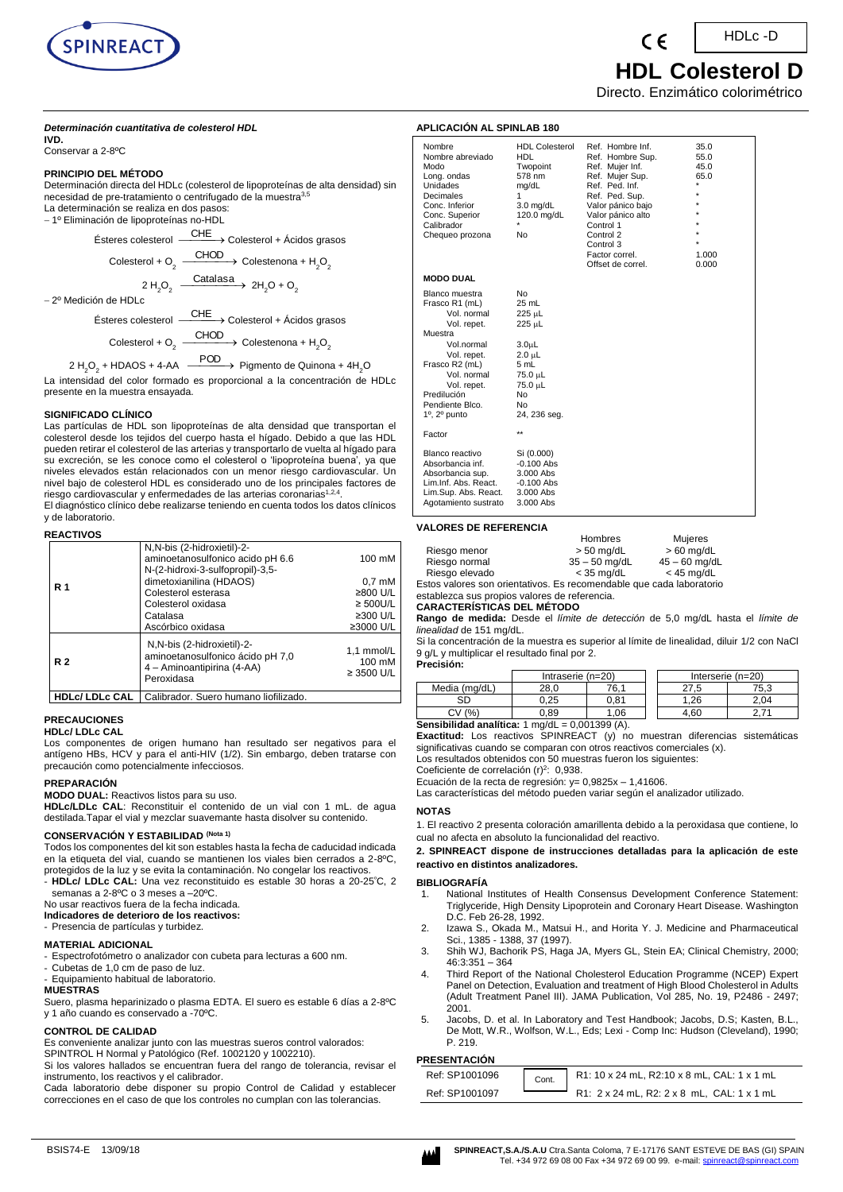# HDL Colesterol D

HDLc -D

Directo. Enzimático colorimétrico

***Determinación cuantitativa de colesterol HDL***

**IVD.**

Conservar a 2-8ºC

## PRINCIPIO DEL MÉTODO

Determinación directa del HDLc (colesterol de lipoproteínas de alta densidad) sin necesidad de pre-tratamiento o centrifugado de la muestra[3,5]

La determinación se realiza en dos pasos:

− 1º Eliminación de lipoproteínas no-HDL

$$\text{Ésteres colesterol} \xrightarrow{CHE} \text{Colesterol + Ácidos grasos}$$

$$\text{Colesterol} + O_2 \xrightarrow{CHOD} \text{Colestenona} + H_2O_2$$

$$2\,H_2O_2 \xrightarrow{Catalasa} 2H_2O + O_2$$

− 2º Medición de HDLc

$$\text{Ésteres colesterol} \xrightarrow{CHE} \text{Colesterol + Ácidos grasos}$$

$$\text{Colesterol} + O_2 \xrightarrow{CHOD} \text{Colestenona} + H_2O_2$$

$$2\,H_2O_2 + \text{HDAOS} + \text{4-AA} \xrightarrow{POD} \text{Pigmento de Quinona} + 4H_2O$$

La intensidad del color formado es proporcional a la concentración de HDLc presente en la muestra ensayada.

## SIGNIFICADO CLÍNICO

Las partículas de HDL son lipoproteínas de alta densidad que transportan el colesterol desde los tejidos del cuerpo hasta el hígado. Debido a que las HDL pueden retirar el colesterol de las arterias y transportarlo de vuelta al hígado para su excreción, se les conoce como el colesterol o 'lipoproteína buena', ya que niveles elevados están relacionados con un menor riesgo cardiovascular. Un nivel bajo de colesterol HDL es considerado uno de los principales factores de riesgo cardiovascular y enfermedades de las arterias coronarias[1,2,4].

El diagnóstico clínico debe realizarse teniendo en cuenta todos los datos clínicos y de laboratorio.

## REACTIVOS

| | | |
|---|---|---|
| **R 1** | N,N-bis (2-hidroxietil)-2-aminoetanosulfonico acido pH 6.6<br>N-(2-hidroxi-3-sulfopropil)-3,5-dimetoxianilina (HDAOS)<br>Colesterol esterasa<br>Colesterol oxidasa<br>Catalasa<br>Ascórbico oxidasa | 100 mM<br><br>0,7 mM<br>≥800 U/L<br>≥ 500U/L<br>≥300 U/L<br>≥3000 U/L |
| **R 2** | N,N-bis (2-hidroxietil)-2-aminoetanosulfonico ácido pH 7,0<br>4 – Aminoantipirina (4-AA)<br>Peroxidasa | 1,1 mmol/L<br>100 mM<br>≥ 3500 U/L |
| **HDLc/ LDLc CAL** | Calibrador. Suero humano liofilizado. | |

## PRECAUCIONES

**HDLc/ LDLc CAL**

Los componentes de origen humano han resultado ser negativos para el antígeno HBs, HCV y para el anti-HIV (1/2). Sin embargo, deben tratarse con precaución como potencialmente infecciosos.

## PREPARACIÓN

**MODO DUAL:** Reactivos listos para su uso.

**HDLc/LDLc CAL**: Reconstituir el contenido de un vial con 1 mL. de agua destilada.Tapar el vial y mezclar suavemante hasta disolver su contenido.

## CONSERVACIÓN Y ESTABILIDAD (Nota 1)

Todos los componentes del kit son estables hasta la fecha de caducidad indicada en la etiqueta del vial, cuando se mantienen los viales bien cerrados a 2-8ºC, protegidos de la luz y se evita la contaminación. No congelar los reactivos.

- **HDLc/ LDLc CAL:** Una vez reconstituido es estable 30 horas a 20-25ºC, 2 semanas a 2-8ºC o 3 meses a –20ºC.

No usar reactivos fuera de la fecha indicada.

**Indicadores de deterioro de los reactivos:**

- Presencia de partículas y turbidez.

## MATERIAL ADICIONAL

- Espectrofotómetro o analizador con cubeta para lecturas a 600 nm.
- Cubetas de 1,0 cm de paso de luz.
- Equipamiento habitual de laboratorio.

## MUESTRAS

Suero, plasma heparinizado o plasma EDTA. El suero es estable 6 días a 2-8ºC y 1 año cuando es conservado a -70ºC.

## CONTROL DE CALIDAD

Es conveniente analizar junto con las muestras sueros control valorados: SPINTROL H Normal y Patológico (Ref. 1002120 y 1002210).

Si los valores hallados se encuentran fuera del rango de tolerancia, revisar el instrumento, los reactivos y el calibrador.

Cada laboratorio debe disponer su propio Control de Calidad y establecer correcciones en el caso de que los controles no cumplan con las tolerancias.

## APLICACIÓN AL SPINLAB 180

| | | | |
|---|---|---|---|
| Nombre | HDL Colesterol | Ref. Hombre Inf. | 35.0 |
| Nombre abreviado | HDL | Ref. Hombre Sup. | 55.0 |
| Modo | Twopoint | Ref. Mujer Inf. | 45.0 |
| Long. ondas | 578 nm | Ref. Mujer Sup. | 65.0 |
| Unidades | mg/dL | Ref. Ped. Inf. | * |
| Decimales | 1 | Ref. Ped. Sup. | * |
| Conc. Inferior | 3.0 mg/dL | Valor pánico bajo | * |
| Conc. Superior | 120.0 mg/dL | Valor pánico alto | * |
| Calibrador | * | Control 1 | * |
| Chequeo prozona | No | Control 2 | * |
| | | Control 3 | * |
| | | Factor correl. | 1.000 |
| | | Offset de correl. | 0.000 |

**MODO DUAL**

| | |
|---|---|
| Blanco muestra | No |
| Frasco R1 (mL) | 25 mL |
| Vol. normal | 225 µL |
| Vol. repet. | 225 µL |
| Muestra | |
| Vol.normal | 3.0µL |
| Vol. repet. | 2.0 µL |
| Frasco R2 (mL) | 5 mL |
| Vol. normal | 75.0 µL |
| Vol. repet. | 75.0 µL |
| Predilución | No |
| Pendiente Blco. | No |
| 1º, 2º punto | 24, 236 seg. |
| Factor | ** |
| Blanco reactivo | Si (0.000) |
| Absorbancia inf. | -0.100 Abs |
| Absorbancia sup. | 3.000 Abs |
| Lim.Inf. Abs. React. | -0.100 Abs |
| Lim.Sup. Abs. React. | 3.000 Abs |
| Agotamiento sustrato | 3.000 Abs |

## VALORES DE REFERENCIA

| | Hombres | Mujeres |
|---|---|---|
| Riesgo menor | > 50 mg/dL | > 60 mg/dL |
| Riesgo normal | 35 – 50 mg/dL | 45 – 60 mg/dL |
| Riesgo elevado | < 35 mg/dL | < 45 mg/dL |

Estos valores son orientativos. Es recomendable que cada laboratorio establezca sus propios valores de referencia.

## CARACTERÍSTICAS DEL MÉTODO

**Rango de medida:** Desde el *límite de detección* de 5,0 mg/dL hasta el *límite de linealidad* de 151 mg/dL.

Si la concentración de la muestra es superior al límite de linealidad, diluir 1/2 con NaCl 9 g/L y multiplicar el resultado final por 2.

**Precisión:**

| | Intraserie (n=20) | | Interserie (n=20) | |
|---|---|---|---|---|
| Media (mg/dL) | 28,0 | 76,1 | 27,5 | 75,3 |
| SD | 0,25 | 0,81 | 1,26 | 2,04 |
| CV (%) | 0,89 | 1,06 | 4,60 | 2,71 |

**Sensibilidad analítica:** 1 mg/dL = 0,001399 (A).

**Exactitud:** Los reactivos SPINREACT (y) no muestran diferencias sistemáticas significativas cuando se comparan con otros reactivos comerciales (x).

Los resultados obtenidos con 50 muestras fueron los siguientes:

Coeficiente de correlación $(r)^2$: 0,938.

Ecuación de la recta de regresión: y= 0,9825x – 1,41606.

Las características del método pueden variar según el analizador utilizado.

## NOTAS

1. El reactivo 2 presenta coloración amarillenta debido a la peroxidasa que contiene, lo cual no afecta en absoluto la funcionalidad del reactivo.

**2. SPINREACT dispone de instrucciones detalladas para la aplicación de este reactivo en distintos analizadores.**

## BIBLIOGRAFÍA

1. National Institutes of Health Consensus Development Conference Statement: Triglyceride, High Density Lipoprotein and Coronary Heart Disease. Washington D.C. Feb 26-28, 1992.
2. Izawa S., Okada M., Matsui H., and Horita Y. J. Medicine and Pharmaceutical Sci., 1385 - 1388, 37 (1997).
3. Shih WJ, Bachorik PS, Haga JA, Myers GL, Stein EA; Clinical Chemistry, 2000; 46:3:351 – 364
4. Third Report of the National Cholesterol Education Programme (NCEP) Expert Panel on Detection, Evaluation and treatment of High Blood Cholesterol in Adults (Adult Treatment Panel III). JAMA Publication, Vol 285, No. 19, P2486 - 2497; 2001.
5. Jacobs, D. et al. In Laboratory and Test Handbook; Jacobs, D.S; Kasten, B.L., De Mott, W.R., Wolfson, W.L., Eds; Lexi - Comp Inc: Hudson (Cleveland), 1990; P. 219.

## PRESENTACIÓN

| | | |
|---|---|---|
| Ref: SP1001096 | Cont. | R1: 10 x 24 mL, R2:10 x 8 mL, CAL: 1 x 1 mL |
| Ref: SP1001097 | | R1: 2 x 24 mL, R2: 2 x 8 mL, CAL: 1 x 1 mL |

BSIS74-E 13/09/18

SPINREACT,S.A./S.A.U Ctra.Santa Coloma, 7 E-17176 SANT ESTEVE DE BAS (GI) SPAIN Tel. +34 972 69 08 00 Fax +34 972 69 00 99. e-mail: spinreact@spinreact.com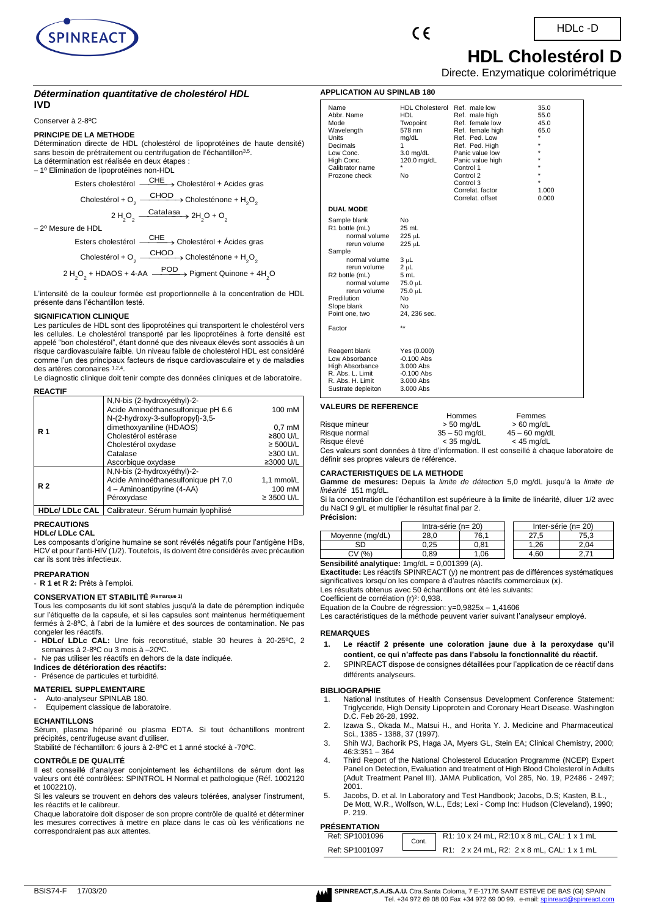# HDL Cholestérol D

Directe. Enzymatique colorimétrique

HDLc -D

### *Détermination quantitative de cholestérol HDL*

**IVD**

Conserver à 2-8ºC

#### PRINCIPE DE LA METHODE

Détermination directe de HDL (cholestérol de lipoprotéines de haute densité) sans besoin de prétraitement ou centrifugation de l'échantillon[3,5].

La détermination est réalisée en deux étapes :

– 1º Elimination de lipoprotéines non-HDL

$$\text{Esters cholestérol} \xrightarrow{\text{CHE}} \text{Cholestérol + Acides gras}$$

$$\text{Cholestérol} + O_2 \xrightarrow{\text{CHOD}} \text{Cholesténone} + H_2O_2$$

$$2\,H_2O_2 \xrightarrow{\text{Catalasa}} 2H_2O + O_2$$

– 2º Mesure de HDL

$$\text{Esters cholestérol} \xrightarrow{\text{CHE}} \text{Cholestérol + Ácides gras}$$

$$\text{Cholestérol} + O_2 \xrightarrow{\text{CHOD}} \text{Cholesténone} + H_2O_2$$

$$2\,H_2O_2 + \text{HDAOS} + \text{4-AA} \xrightarrow{\text{POD}} \text{Pigment Quinone} + 4H_2O$$

L'intensité de la couleur formée est proportionnelle à la concentration de HDL présente dans l'échantillon testé.

#### SIGNIFICATION CLINIQUE

Les particules de HDL sont des lipoprotéines qui transportent le cholestérol vers les cellules. Le cholestérol transporté par les lipoprotéines à forte densité est appelé "bon cholestérol", étant donné que des niveaux élevés sont associés à un risque cardiovasculaire faible. Un niveau faible de cholestérol HDL est considéré comme l'un des principaux facteurs de risque cardiovasculaire et y de maladies des artères coronaires [1,2,4].

Le diagnostic clinique doit tenir compte des données cliniques et de laboratoire.

#### REACTIF

| | | |
|---|---|---|
| **R 1** | N,N-bis (2-hydroxyéthyl)-2-Acide Aminoéthanesulfonique pH 6.6 | 100 mM |
| | N-(2-hydroxy-3-sulfopropyl)-3,5-dimethoxyaniline (HDAOS) | 0,7 mM |
| | Cholestérol estérase | ≥800 U/L |
| | Cholestérol oxydase | ≥ 500U/L |
| | Catalase | ≥300 U/L |
| | Ascorbique oxydase | ≥3000 U/L |
| **R 2** | N,N-bis (2-hydroxyéthyl)-2-Acide Aminoéthanesulfonique pH 7,0 | 1,1 mmol/L |
| | 4 – Aminoantipyrine (4-AA) | 100 mM |
| | Péroxydase | ≥ 3500 U/L |
| **HDLc/ LDLc CAL** | Calibrateur. Sérum humain lyophilisé | |

#### PRECAUTIONS

**HDLc/ LDLc CAL**

Les composants d'origine humaine se sont révélés négatifs pour l'antigène HBs, HCV et pour l'anti-HIV (1/2). Toutefois, ils doivent être considérés avec précaution car ils sont très infectieux.

#### PREPARATION

- **R 1 et R 2:** Prêts à l'emploi.

#### CONSERVATION ET STABILITÉ (Remarque 1)

Tous les composants du kit sont stables jusqu'à la date de péremption indiquée sur l'étiquette de la capsule, et si les capsules sont maintenus hermétiquement fermés à 2-8ºC, à l'abri de la lumière et des sources de contamination. Ne pas congeler les réactifs.

- **HDLc/ LDLc CAL:** Une fois reconstitué, stable 30 heures à 20-25ºC, 2 semaines à 2-8ºC ou 3 mois à –20ºC.
- Ne pas utiliser les réactifs en dehors de la date indiquée.

**Indices de détérioration des réactifs:**

- Présence de particules et turbidité.

#### MATERIEL SUPPLEMENTAIRE

- Auto-analyseur SPINLAB 180.
- Equipement classique de laboratoire.

#### ECHANTILLONS

Sèrum, plasma hépariné ou plasma EDTA. Si tout échantillons montrent précipités, centrifugeuse avant d'utiliser.

Stabilité de l'échantillon: 6 jours à 2-8ºC et 1 anné stocké à -70ºC.

#### CONTRÔLE DE QUALITÉ

Il est conseillé d'analyser conjointement les échantillons de sérum dont les valeurs ont été contrôlées: SPINTROL H Normal et pathologique (Réf. 1002120 et 1002210).

Si les valeurs se trouvent en dehors des valeurs tolérées, analyser l'instrument, les réactifs et le calibreur.

Chaque laboratoire doit disposer de son propre contrôle de qualité et déterminer les mesures correctives à mettre en place dans le cas où les vérifications ne correspondraient pas aux attentes.

#### APPLICATION AU SPINLAB 180

| | | | |
|---|---|---|---|
| Name | HDL Cholesterol | Ref. male low | 35.0 |
| Abbr. Name | HDL | Ref. male high | 55.0 |
| Mode | Twopoint | Ref. female low | 45.0 |
| Wavelength | 578 nm | Ref. female high | 65.0 |
| Units | mg/dL | Ref. Ped. Low | * |
| Decimals | 1 | Ref. Ped. High | * |
| Low Conc. | 3.0 mg/dL | Panic value low | * |
| High Conc. | 120.0 mg/dL | Panic value high | * |
| Calibrator name | * | Control 1 | * |
| Prozone check | No | Control 2 | * |
| | | Control 3 | * |
| | | Correlat. factor | 1.000 |
| | | Correlat. offset | 0.000 |

**DUAL MODE**

| | |
|---|---|
| Sample blank | No |
| R1 bottle (mL) | 25 mL |
| normal volume | 225 µL |
| rerun volume | 225 µL |
| Sample | |
| normal volume | 3 µL |
| rerun volume | 2 µL |
| R2 bottle (mL) | 5 mL |
| normal volume | 75.0 µL |
| rerun volume | 75.0 µL |
| Predilution | No |
| Slope blank | No |
| Point one, two | 24, 236 sec. |
| Factor | ** |
| Reagent blank | Yes (0.000) |
| Low Absorbance | -0.100 Abs |
| High Absorbance | 3.000 Abs |
| R. Abs. L. Limit | -0.100 Abs |
| R. Abs. H. Limit | 3.000 Abs |
| Sustrate depleiton | 3.000 Abs |

#### VALEURS DE REFERENCE

| | Hommes | Femmes |
|---|---|---|
| Risque mineur | > 50 mg/dL | > 60 mg/dL |
| Risque normal | 35 – 50 mg/dL | 45 – 60 mg/dL |
| Risque élevé | < 35 mg/dL | < 45 mg/dL |

Ces valeurs sont données à titre d'information. Il est conseillé à chaque laboratoire de définir ses propres valeurs de référence.

#### CARACTERISTIQUES DE LA METHODE

**Gamme de mesures:** Depuis la *limite de détection* 5,0 mg/dL jusqu'à la *limite de linéarité* 151 mg/dL.

Si la concentration de l'échantillon est supérieure à la limite de linéarité, diluer 1/2 avec du NaCl 9 g/L et multiplier le résultat final par 2.

**Précision:**

| | Intra-série (n= 20) | | Inter-série (n= 20) | |
|---|---|---|---|---|
| Moyenne (mg/dL) | 28,0 | 76,1 | 27,5 | 75,3 |
| SD | 0,25 | 0,81 | 1,26 | 2,04 |
| CV (%) | 0,89 | 1,06 | 4,60 | 2,71 |

**Sensibilité analytique:** 1mg/dL = 0,001399 (A).

**Exactitude:** Les réactifs SPINREACT (y) ne montrent pas de différences systématiques significatives lorsqu'on les compare à d'autres réactifs commerciaux (x).

Les résultats obtenus avec 50 échantillons ont été les suivants:

Coefficient de corrélation $(r)^2$: 0,938.

Equation de la Coubre de régression: y=0,9825x – 1,41606

Les caractéristiques de la méthode peuvent varier suivant l'analyseur employé.

#### REMARQUES

1. **Le réactif 2 présente une coloration jaune due à la peroxydase qu'il contient, ce qui n'affecte pas dans l'absolu la fonctionnalité du réactif.**
2. SPINREACT dispose de consignes détaillées pour l'application de ce réactif dans différents analyseurs.

#### BIBLIOGRAPHIE

1. National Institutes of Health Consensus Development Conference Statement: Triglyceride, High Density Lipoprotein and Coronary Heart Disease. Washington D.C. Feb 26-28, 1992.
2. Izawa S., Okada M., Matsui H., and Horita Y. J. Medicine and Pharmaceutical Sci., 1385 - 1388, 37 (1997).
3. Shih WJ, Bachorik PS, Haga JA, Myers GL, Stein EA; Clinical Chemistry, 2000; 46:3:351 – 364
4. Third Report of the National Cholesterol Education Programme (NCEP) Expert Panel on Detection, Evaluation and treatment of High Blood Cholesterol in Adults (Adult Treatment Panel III). JAMA Publication, Vol 285, No. 19, P2486 - 2497; 2001.
5. Jacobs, D. et al. In Laboratory and Test Handbook; Jacobs, D.S; Kasten, B.L., De Mott, W.R., Wolfson, W.L., Eds; Lexi - Comp Inc: Hudson (Cleveland), 1990; P. 219.

#### PRÉSENTATION

| | | |
|---|---|---|
| Ref: SP1001096 | Cont. | R1: 10 x 24 mL, R2:10 x 8 mL, CAL: 1 x 1 mL |
| Ref: SP1001097 | | R1: 2 x 24 mL, R2: 2 x 8 mL, CAL: 1 x 1 mL |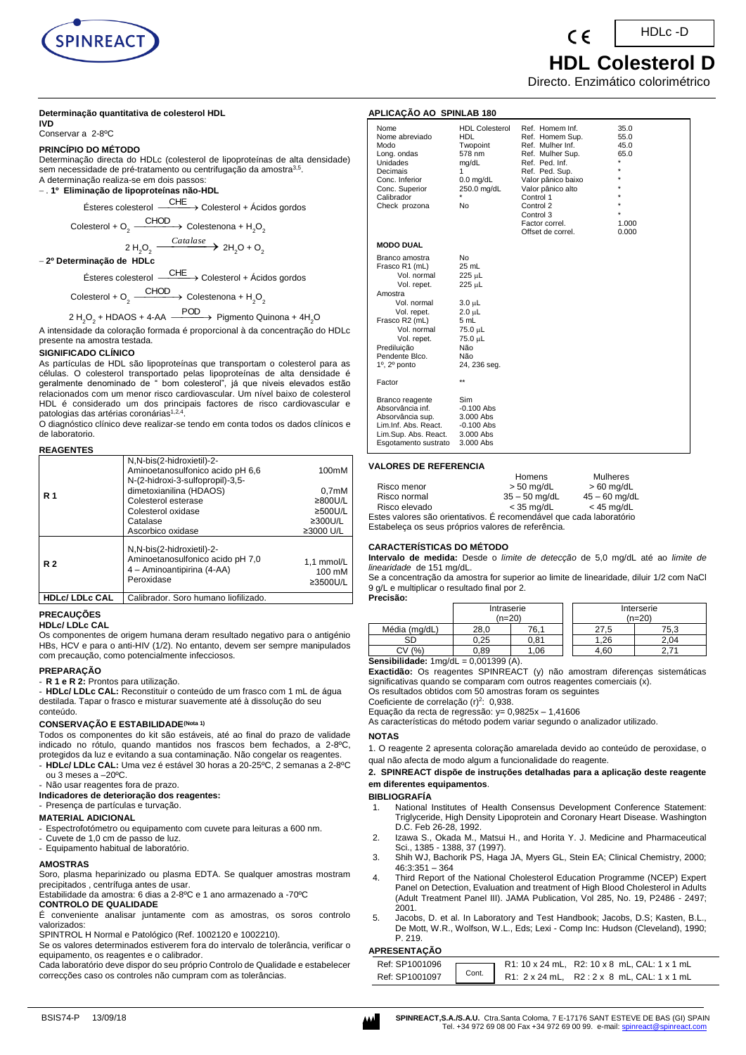HDLc -D

# HDL Colesterol D

Directo. Enzimático colorimétrico

**Determinação quantitativa de colesterol HDL**

**IVD**

Conservar a 2-8ºC

### PRINCÍPIO DO MÉTODO

Determinação directa do HDLc (colesterol de lipoproteínas de alta densidade) sem necessidade de pré-tratamento ou centrifugação da amostra[3,5].

A determinação realiza-se em dois passos:

– . **1º Eliminação de lipoproteínas não-HDL**

$$\text{Ésteres colesterol} \xrightarrow{CHE} \text{Colesterol + Ácidos gordos}$$

$$\text{Colesterol} + O_2 \xrightarrow{CHOD} \text{Colestenona} + H_2O_2$$

$$2\,H_2O_2 \xrightarrow{Catalase} 2H_2O + O_2$$

– **2º Determinação de HDLc**

$$\text{Ésteres colesterol} \xrightarrow{CHE} \text{Colesterol + Ácidos gordos}$$

$$\text{Colesterol} + O_2 \xrightarrow{CHOD} \text{Colestenona} + H_2O_2$$

$$2\,H_2O_2 + \text{HDAOS} + \text{4-AA} \xrightarrow{POD} \text{Pigmento Quinona} + 4H_2O$$

A intensidade da coloração formada é proporcional à da concentração do HDLc presente na amostra testada.

### SIGNIFICADO CLÍNICO

As partículas de HDL são lipoproteínas que transportam o colesterol para as células. O colesterol transportado pelas lipoproteínas de alta densidade é geralmente denominado de " bom colesterol", já que niveis elevados estão relacionados com um menor risco cardiovascular. Um nível baixo de colesterol HDL é considerado um dos principais factores de risco cardiovascular e patologias das artérias coronárias[1,2,4].

O diagnóstico clínico deve realizar-se tendo em conta todos os dados clínicos e de laboratório.

### REAGENTES

| | | |
|---|---|---|
| **R 1** | N,N-bis(2-hidroxietil)-2-Aminoetanosulfonico acido pH 6,6<br>N-(2-hidroxi-3-sulfopropil)-3,5-dimetoxianilina (HDAOS)<br>Colesterol esterase<br>Colesterol oxidase<br>Catalase<br>Ascorbico oxidase | 100mM<br><br>0,7mM<br>≥800U/L<br>≥500U/L<br>≥300U/L<br>≥3000 U/L |
| **R 2** | N,N-bis(2-hidroxietil)-2-Aminoetanosulfonico acido pH 7,0<br>4 – Aminoantipirina (4-AA)<br>Peroxidase | 1,1 mmol/L<br>100 mM<br>≥3500U/L |
| **HDLc/ LDLc CAL** | Calibrador. Soro humano liofilizado. | |

### PRECAUÇÕES

**HDLc/ LDLc CAL**

Os componentes de origem humana deram resultado negativo para o antigénio HBs, HCV e para o anti-HIV (1/2). No entanto, devem ser sempre manipulados com precaução, como potencialmente infecciosos.

### PREPARAÇÃO

- **R 1 e R 2:** Prontos para utilização.
- **HDLc/ LDLc CAL:** Reconstituir o conteúdo de um frasco com 1 mL de água destilada. Tapar o frasco e misturar suavemente até à dissolução do seu conteúdo.

### CONSERVAÇÃO E ESTABILIDADE(Nota 1)

Todos os componentes do kit são estáveis, até ao final do prazo de validade indicado no rótulo, quando mantidos nos frascos bem fechados, a 2-8ºC, protegidos da luz e evitando a sua contaminação. Não congelar os reagentes.

- **HDLc/ LDLc CAL:** Uma vez é estável 30 horas a 20-25ºC, 2 semanas a 2-8ºC ou 3 meses a –20ºC.
- Não usar reagentes fora de prazo.

**Indicadores de deterioração dos reagentes:**

- Presença de partículas e turvação.

### MATERIAL ADICIONAL

- Espectrofotómetro ou equipamento com cuvete para leituras a 600 nm.
- Cuvete de 1,0 cm de passo de luz.
- Equipamento habitual de laboratório.

### AMOSTRAS

Soro, plasma heparinizado ou plasma EDTA. Se qualquer amostras mostram precipitados , centrífuga antes de usar.

Estabilidade da amostra: 6 dias a 2-8ºC e 1 ano armazenado a -70ºC

### CONTROLO DE QUALIDADE

É conveniente analisar juntamente com as amostras, os soros controlo valorizados:

SPINTROL H Normal e Patológico (Ref. 1002120 e 1002210).

Se os valores determinados estiverem fora do intervalo de tolerância, verificar o equipamento, os reagentes e o calibrador.

Cada laboratório deve dispor do seu próprio Controlo de Qualidade e estabelecer correcções caso os controles não cumpram com as tolerâncias.

### APLICAÇÃO AO SPINLAB 180

| | | | |
|---|---|---|---|
| Nome | HDL Colesterol | Ref. Homem Inf. | 35.0 |
| Nome abreviado | HDL | Ref. Homem Sup. | 55.0 |
| Modo | Twopoint | Ref. Mulher Inf. | 45.0 |
| Long. ondas | 578 nm | Ref. Mulher Sup. | 65.0 |
| Unidades | mg/dL | Ref. Ped. Inf. | * |
| Decimais | 1 | Ref. Ped. Sup. | * |
| Conc. Inferior | 0.0 mg/dL | Valor pânico baixo | * |
| Conc. Superior | 250.0 mg/dL | Valor pânico alto | * |
| Calibrador | * | Control 1 | * |
| Check prozona | No | Control 2 | * |
| | | Control 3 | * |
| | | Factor correl. | 1.000 |
| | | Offset de correl. | 0.000 |

**MODO DUAL**

| | |
|---|---|
| Branco amostra | No |
| Frasco R1 (mL) | 25 mL |
| Vol. normal | 225 µL |
| Vol. repet. | 225 µL |
| Amostra | |
| Vol. normal | 3.0 µL |
| Vol. repet. | 2.0 µL |
| Frasco R2 (mL) | 5 mL |
| Vol. normal | 75.0 µL |
| Vol. repet. | 75.0 µL |
| Prediluição | Não |
| Pendente Blco. | Não |
| 1º, 2º ponto | 24, 236 seg. |
| Factor | ** |
| Branco reagente | Sim |
| Absorvância inf. | -0.100 Abs |
| Absorvância sup. | 3.000 Abs |
| Lim.Inf. Abs. React. | -0.100 Abs |
| Lim.Sup. Abs. React. | 3.000 Abs |
| Esgotamento substrato | 3.000 Abs |

### VALORES DE REFERENCIA

| | Homens | Mulheres |
|---|---|---|
| Risco menor | > 50 mg/dL | > 60 mg/dL |
| Risco normal | 35 – 50 mg/dL | 45 – 60 mg/dL |
| Risco elevado | < 35 mg/dL | < 45 mg/dL |

Estes valores são orientativos. É recomendável que cada laboratório Estabeleça os seus próprios valores de referência.

### CARACTERÍSTICAS DO MÉTODO

**Intervalo de medida:** Desde o *limite de detecção* de 5,0 mg/dL até ao *limite de linearidade* de 151 mg/dL.

Se a concentração da amostra for superior ao limite de linearidade, diluir 1/2 com NaCl 9 g/L e multiplicar o resultado final por 2.

**Precisão:**

| | Intraserie (n=20) | | Interserie (n=20) | |
|---|---|---|---|---|
| Média (mg/dL) | 28,0 | 76,1 | 27,5 | 75,3 |
| SD | 0,25 | 0,81 | 1,26 | 2,04 |
| CV (%) | 0,89 | 1,06 | 4,60 | 2,71 |

**Sensibilidade:** 1mg/dL = 0,001399 (A).

**Exactidão:** Os reagentes SPINREACT (y) não amostram diferenças sistemáticas significativas quando se comparam com outros reagentes comerciais (x).

Os resultados obtidos com 50 amostras foram os seguintes

Coeficiente de correlação $(r)^2$: 0,938.

Equação da recta de regressão: $y = 0{,}9825x - 1{,}41606$

As características do método podem variar segundo o analizador utilizado.

### NOTAS

1. O reagente 2 apresenta coloração amarelada devido ao conteúdo de peroxidase, o qual não afecta de modo algum a funcionalidade do reagente.
2. **SPINREACT dispõe de instruções detalhadas para a aplicação deste reagente em diferentes equipamentos**.

### BIBLIOGRAFÍA

1. National Institutes of Health Consensus Development Conference Statement: Triglyceride, High Density Lipoprotein and Coronary Heart Disease. Washington D.C. Feb 26-28, 1992.
2. Izawa S., Okada M., Matsui H., and Horita Y. J. Medicine and Pharmaceutical Sci., 1385 - 1388, 37 (1997).
3. Shih WJ, Bachorik PS, Haga JA, Myers GL, Stein EA; Clinical Chemistry, 2000; 46:3:351 – 364
4. Third Report of the National Cholesterol Education Programme (NCEP) Expert Panel on Detection, Evaluation and treatment of High Blood Cholesterol in Adults (Adult Treatment Panel III). JAMA Publication, Vol 285, No. 19, P2486 - 2497; 2001.
5. Jacobs, D. et al. In Laboratory and Test Handbook; Jacobs, D.S; Kasten, B.L., De Mott, W.R., Wolfson, W.L., Eds; Lexi - Comp Inc: Hudson (Cleveland), 1990; P. 219.

### APRESENTAÇÃO

| | | |
|---|---|---|
| Ref: SP1001096 | Cont. | R1: 10 x 24 mL, R2: 10 x 8 mL, CAL: 1 x 1 mL |
| Ref: SP1001097 | | R1: 2 x 24 mL, R2 : 2 x 8 mL, CAL: 1 x 1 mL |

BSIS74-P 13/09/18

**SPINREACT,S.A./S.A.U.** Ctra.Santa Coloma, 7 E-17176 SANT ESTEVE DE BAS (GI) SPAIN Tel. +34 972 69 08 00 Fax +34 972 69 00 99. e-mail: spinreact@spinreact.com